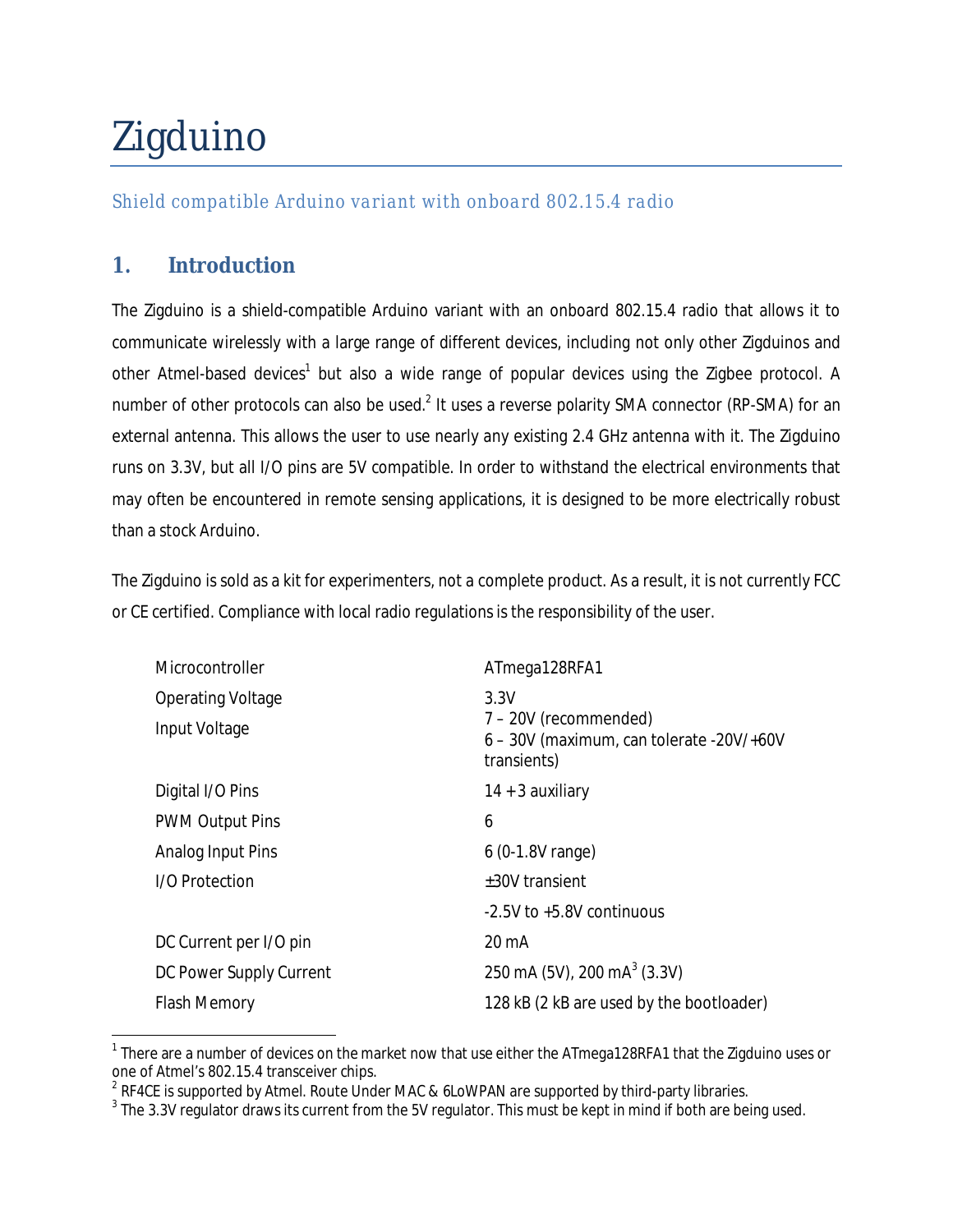# Zigduino

### Shield compatible Arduino variant with onboard 802.15.4 radio

## 1. Introduction

The Zigduino is a shield-compatible Arduino variant with an onboard 802.15.4 radio that allows it to communicate wirelessly with a large range of different devices, including not only other Zigduinos and other Atmel-based devices[1] but also a wide range of popular devices using the Zigbee protocol. A number of other protocols can also be used.[2] It uses a reverse polarity SMA connector (RP-SMA) for an external antenna. This allows the user to use nearly any existing 2.4 GHz antenna with it. The Zigduino runs on 3.3V, but all I/O pins are 5V compatible. In order to withstand the electrical environments that may often be encountered in remote sensing applications, it is designed to be more electrically robust than a stock Arduino.

The Zigduino is sold as a kit for experimenters, not a complete product. As a result, it is not currently FCC or CE certified. Compliance with local radio regulations is the responsibility of the user.

| | |
|---|---|
| Microcontroller | ATmega128RFA1 |
| Operating Voltage | 3.3V |
| Input Voltage | 7 – 20V (recommended)<br>6 – 30V (maximum, can tolerate -20V/+60V transients) |
| Digital I/O Pins | 14 + 3 auxiliary |
| PWM Output Pins | 6 |
| Analog Input Pins | 6 (0-1.8V range) |
| I/O Protection | ±30V transient<br>-2.5V to +5.8V continuous |
| DC Current per I/O pin | 20 mA |
| DC Power Supply Current | 250 mA (5V), 200 mA[3] (3.3V) |
| Flash Memory | 128 kB (2 kB are used by the bootloader) |

[1] There are a number of devices on the market now that use either the ATmega128RFA1 that the Zigduino uses or one of Atmel's 802.15.4 transceiver chips.

[2] RF4CE is supported by Atmel. Route Under MAC & 6LoWPAN are supported by third-party libraries.

[3] The 3.3V regulator draws its current from the 5V regulator. This must be kept in mind if both are being used.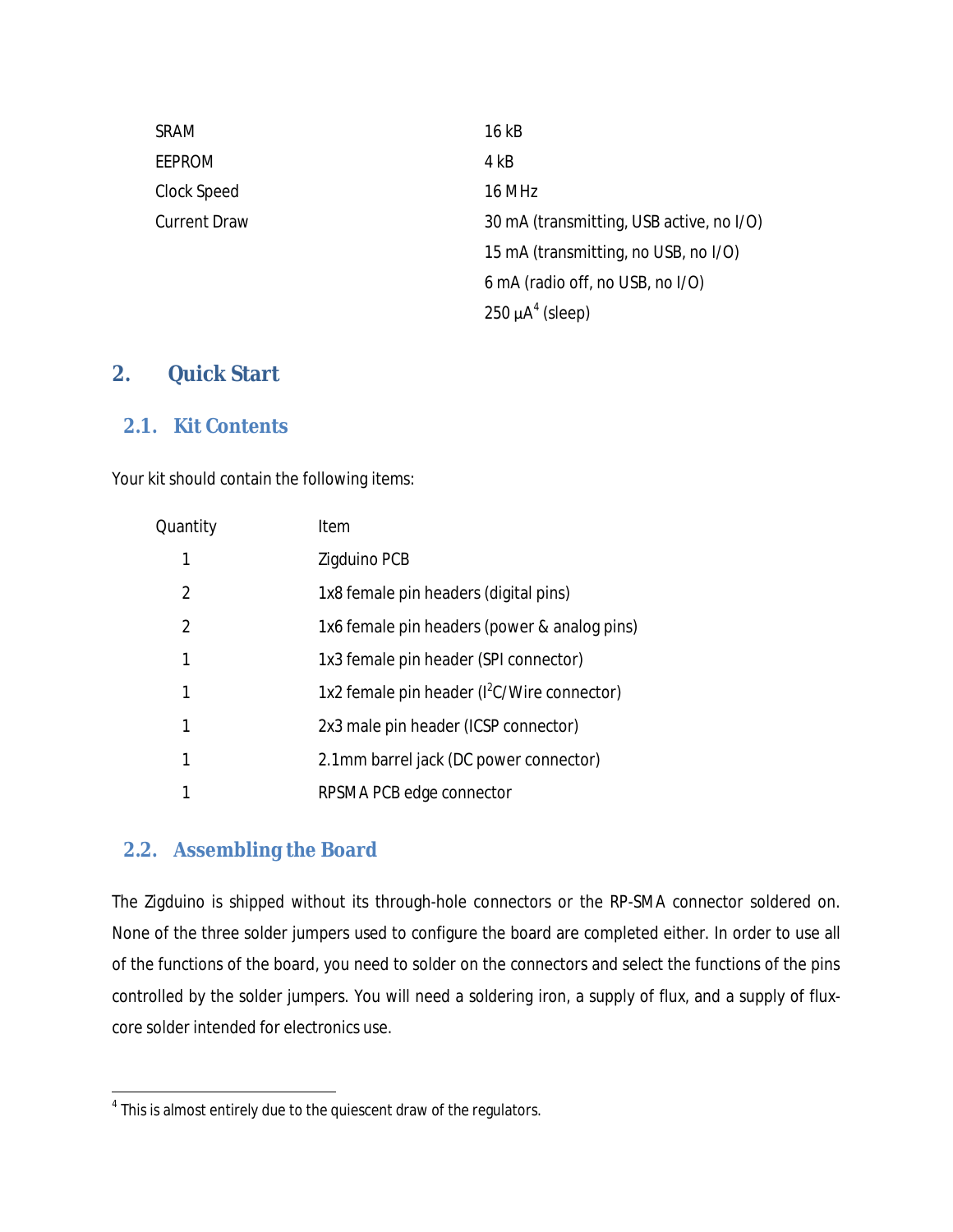| | |
|---|---|
| SRAM | 16 kB |
| EEPROM | 4 kB |
| Clock Speed | 16 MHz |
| Current Draw | 30 mA (transmitting, USB active, no I/O) |
| | 15 mA (transmitting, no USB, no I/O) |
| | 6 mA (radio off, no USB, no I/O) |
| | 250 μA[4] (sleep) |

# 2. Quick Start

## 2.1. Kit Contents

Your kit should contain the following items:

| Quantity | Item |
|---|---|
| 1 | Zigduino PCB |
| 2 | 1x8 female pin headers (digital pins) |
| 2 | 1x6 female pin headers (power & analog pins) |
| 1 | 1x3 female pin header (SPI connector) |
| 1 | 1x2 female pin header ($I^2C$/Wire connector) |
| 1 | 2x3 male pin header (ICSP connector) |
| 1 | 2.1mm barrel jack (DC power connector) |
| 1 | RPSMA PCB edge connector |

## 2.2. Assembling the Board

The Zigduino is shipped without its through-hole connectors or the RP-SMA connector soldered on. None of the three solder jumpers used to configure the board are completed either. In order to use all of the functions of the board, you need to solder on the connectors and select the functions of the pins controlled by the solder jumpers. You will need a soldering iron, a supply of flux, and a supply of flux-core solder intended for electronics use.

---

[4] This is almost entirely due to the quiescent draw of the regulators.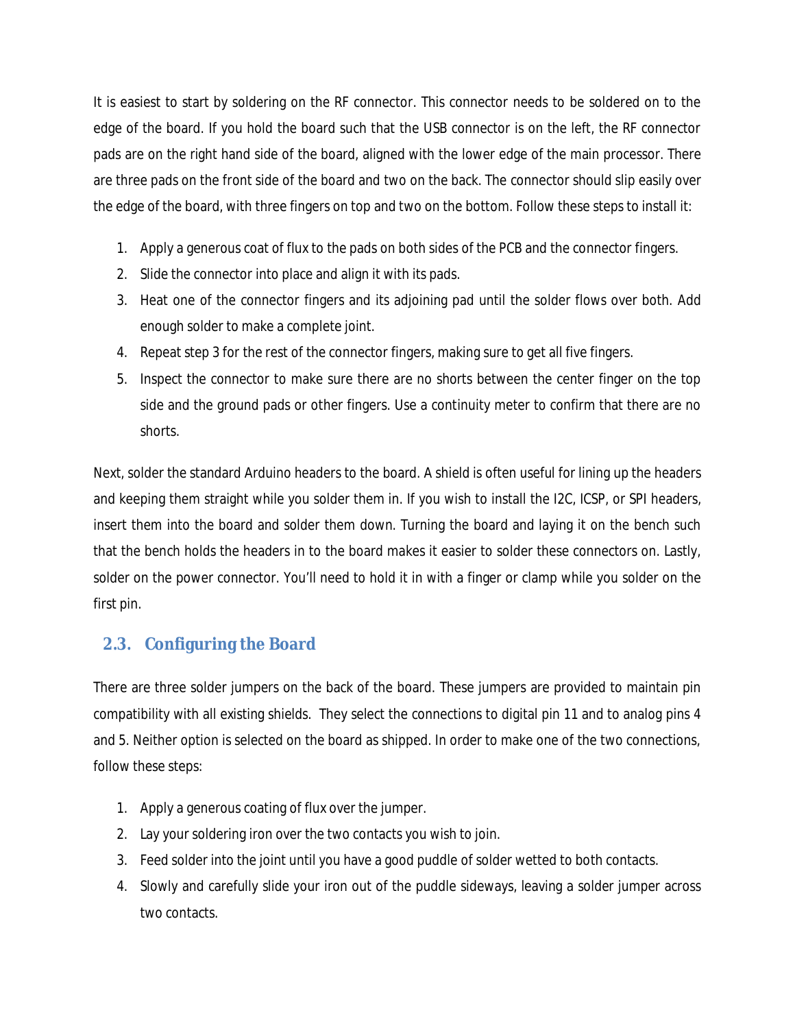It is easiest to start by soldering on the RF connector. This connector needs to be soldered on to the edge of the board. If you hold the board such that the USB connector is on the left, the RF connector pads are on the right hand side of the board, aligned with the lower edge of the main processor. There are three pads on the front side of the board and two on the back. The connector should slip easily over the edge of the board, with three fingers on top and two on the bottom. Follow these steps to install it:

1. Apply a generous coat of flux to the pads on both sides of the PCB and the connector fingers.
2. Slide the connector into place and align it with its pads.
3. Heat one of the connector fingers and its adjoining pad until the solder flows over both. Add enough solder to make a complete joint.
4. Repeat step 3 for the rest of the connector fingers, making sure to get all five fingers.
5. Inspect the connector to make sure there are no shorts between the center finger on the top side and the ground pads or other fingers. Use a continuity meter to confirm that there are no shorts.

Next, solder the standard Arduino headers to the board. A shield is often useful for lining up the headers and keeping them straight while you solder them in. If you wish to install the I2C, ICSP, or SPI headers, insert them into the board and solder them down. Turning the board and laying it on the bench such that the bench holds the headers in to the board makes it easier to solder these connectors on. Lastly, solder on the power connector. You'll need to hold it in with a finger or clamp while you solder on the first pin.

## 2.3. Configuring the Board

There are three solder jumpers on the back of the board. These jumpers are provided to maintain pin compatibility with all existing shields. They select the connections to digital pin 11 and to analog pins 4 and 5. Neither option is selected on the board as shipped. In order to make one of the two connections, follow these steps:

1. Apply a generous coating of flux over the jumper.
2. Lay your soldering iron over the two contacts you wish to join.
3. Feed solder into the joint until you have a good puddle of solder wetted to both contacts.
4. Slowly and carefully slide your iron out of the puddle sideways, leaving a solder jumper across two contacts.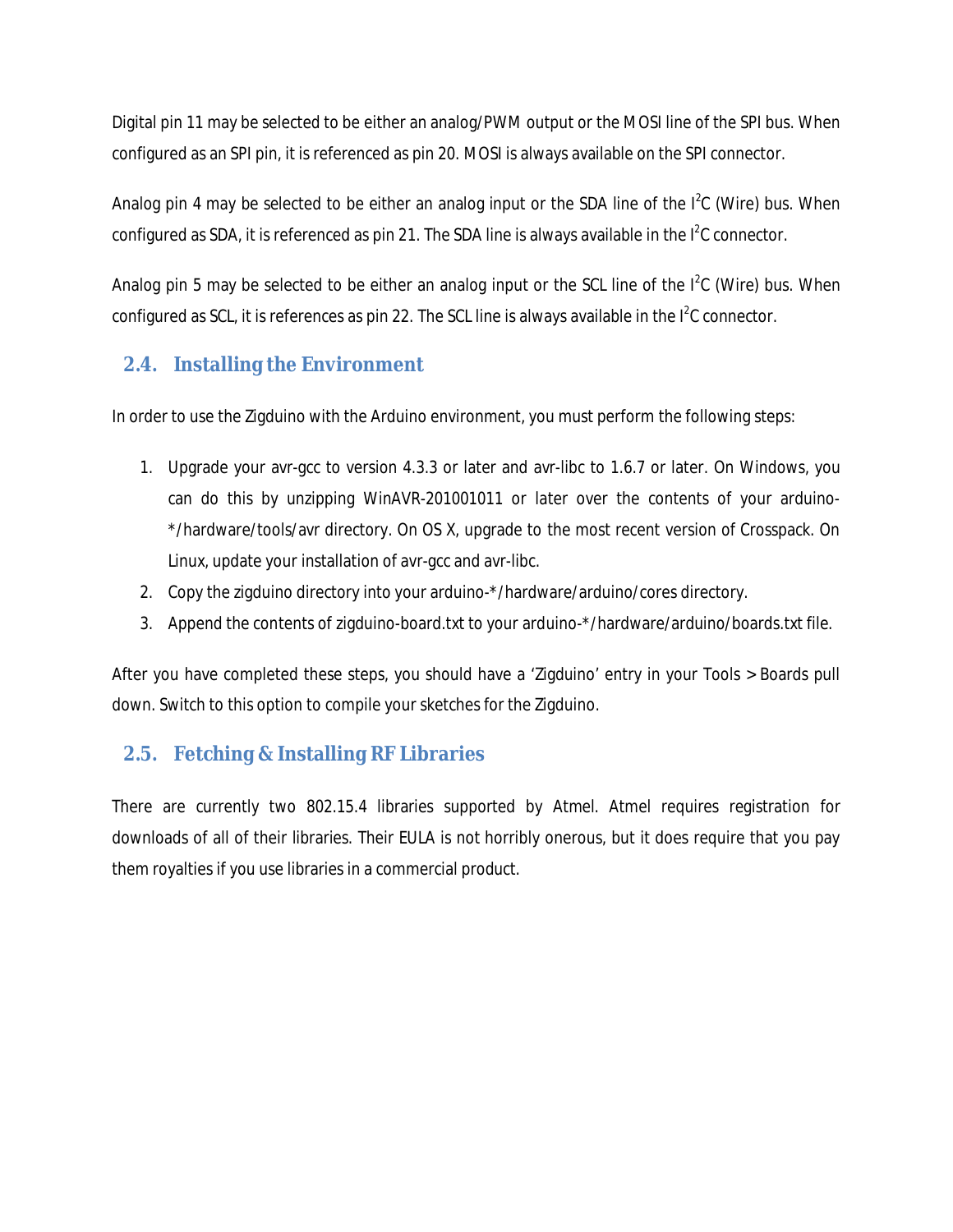Digital pin 11 may be selected to be either an analog/PWM output or the MOSI line of the SPI bus. When configured as an SPI pin, it is referenced as pin 20. MOSI is always available on the SPI connector.

Analog pin 4 may be selected to be either an analog input or the SDA line of the $I^2C$ (Wire) bus. When configured as SDA, it is referenced as pin 21. The SDA line is always available in the $I^2C$ connector.

Analog pin 5 may be selected to be either an analog input or the SCL line of the $I^2C$ (Wire) bus. When configured as SCL, it is references as pin 22. The SCL line is always available in the $I^2C$ connector.

## 2.4. Installing the Environment

In order to use the Zigduino with the Arduino environment, you must perform the following steps:

1. Upgrade your avr-gcc to version 4.3.3 or later and avr-libc to 1.6.7 or later. On Windows, you can do this by unzipping WinAVR-201001011 or later over the contents of your arduino-*/hardware/tools/avr directory. On OS X, upgrade to the most recent version of Crosspack. On Linux, update your installation of avr-gcc and avr-libc.
2. Copy the zigduino directory into your arduino-*/hardware/arduino/cores directory.
3. Append the contents of zigduino-board.txt to your arduino-*/hardware/arduino/boards.txt file.

After you have completed these steps, you should have a 'Zigduino' entry in your Tools > Boards pull down. Switch to this option to compile your sketches for the Zigduino.

## 2.5. Fetching & Installing RF Libraries

There are currently two 802.15.4 libraries supported by Atmel. Atmel requires registration for downloads of all of their libraries. Their EULA is not horribly onerous, but it does require that you pay them royalties if you use libraries in a commercial product.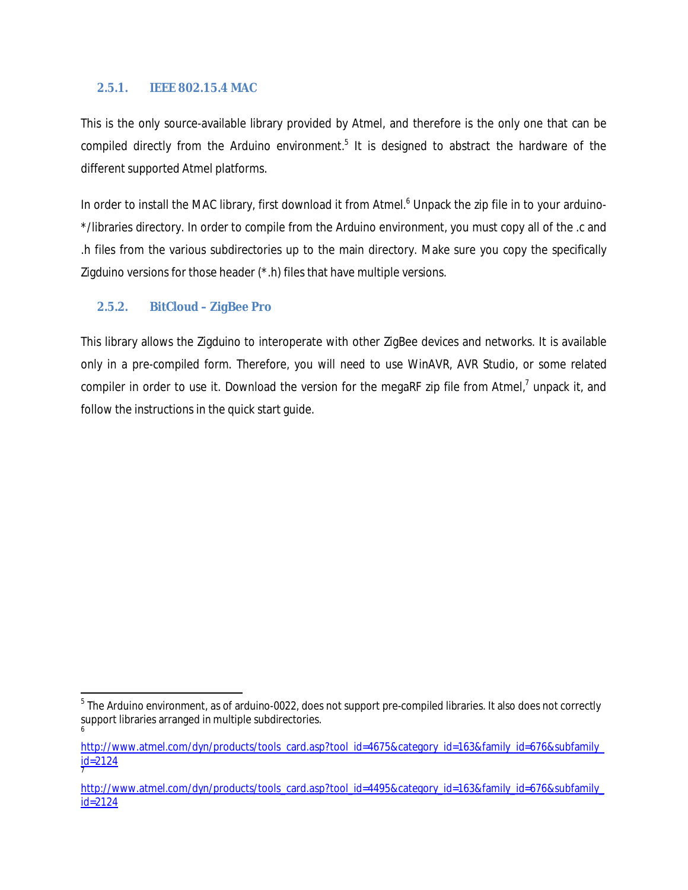### 2.5.1. IEEE 802.15.4 MAC

This is the only source-available library provided by Atmel, and therefore is the only one that can be compiled directly from the Arduino environment.[5] It is designed to abstract the hardware of the different supported Atmel platforms.

In order to install the MAC library, first download it from Atmel.[6] Unpack the zip file in to your arduino-*/libraries directory. In order to compile from the Arduino environment, you must copy all of the .c and .h files from the various subdirectories up to the main directory. Make sure you copy the specifically Zigduino versions for those header (*.h) files that have multiple versions.

### 2.5.2. BitCloud – ZigBee Pro

This library allows the Zigduino to interoperate with other ZigBee devices and networks. It is available only in a pre-compiled form. Therefore, you will need to use WinAVR, AVR Studio, or some related compiler in order to use it. Download the version for the megaRF zip file from Atmel,[7] unpack it, and follow the instructions in the quick start guide.

---

[5] The Arduino environment, as of arduino-0022, does not support pre-compiled libraries. It also does not correctly support libraries arranged in multiple subdirectories.

[6] http://www.atmel.com/dyn/products/tools_card.asp?tool_id=4675&category_id=163&family_id=676&subfamily_id=2124

[7] http://www.atmel.com/dyn/products/tools_card.asp?tool_id=4495&category_id=163&family_id=676&subfamily_id=2124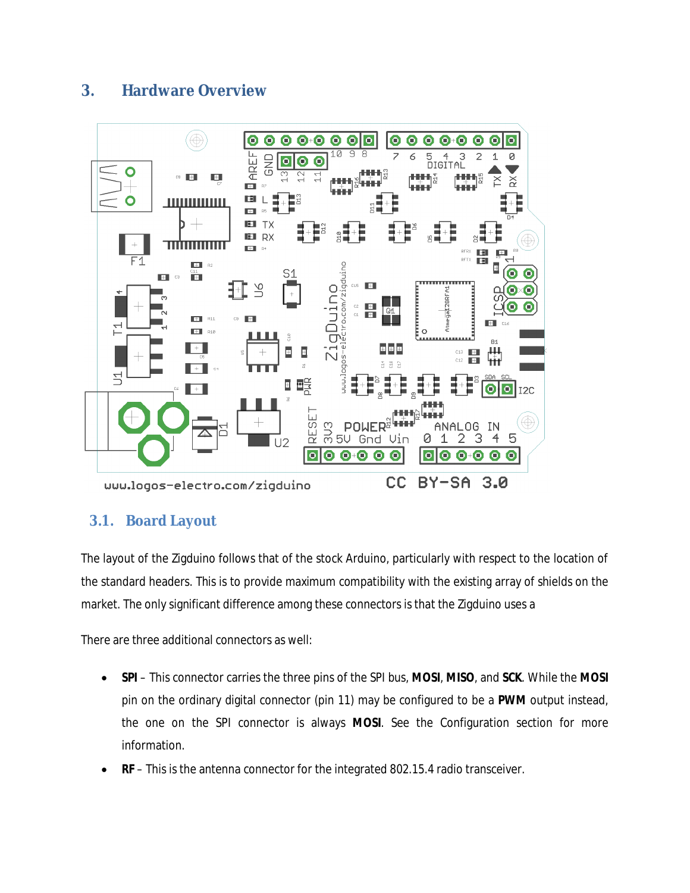## 3. Hardware Overview

### 3.1. Board Layout

The layout of the Zigduino follows that of the stock Arduino, particularly with respect to the location of the standard headers. This is to provide maximum compatibility with the existing array of shields on the market. The only significant difference among these connectors is that the Zigduino uses a

There are three additional connectors as well:

- **SPI** – This connector carries the three pins of the SPI bus, **MOSI**, **MISO**, and **SCK**. While the **MOSI** pin on the ordinary digital connector (pin 11) may be configured to be a **PWM** output instead, the one on the SPI connector is always **MOSI**. See the Configuration section for more information.
- **RF** – This is the antenna connector for the integrated 802.15.4 radio transceiver.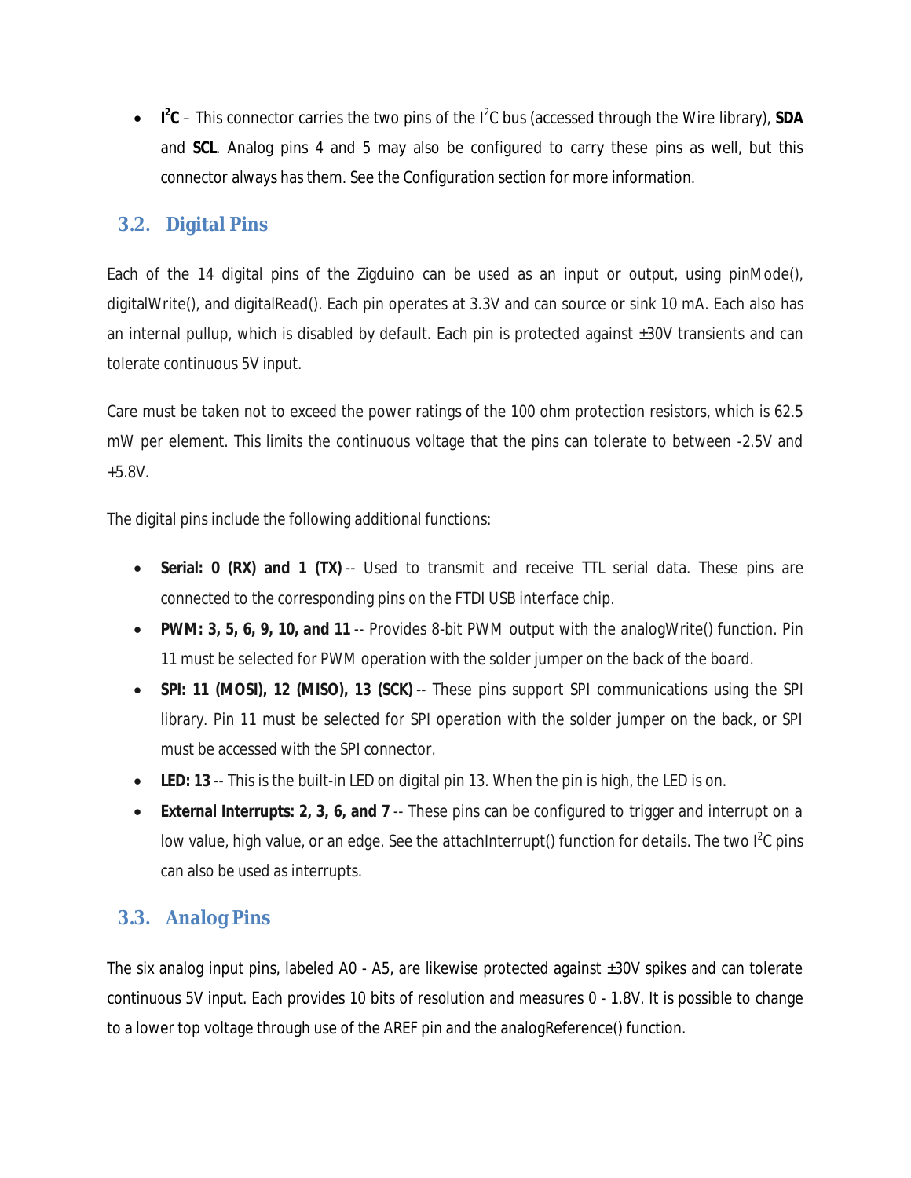- **$I^2C$** – This connector carries the two pins of the $I^2C$ bus (accessed through the Wire library), **SDA** and **SCL**. Analog pins 4 and 5 may also be configured to carry these pins as well, but this connector always has them. See the Configuration section for more information.

## 3.2. Digital Pins

Each of the 14 digital pins of the Zigduino can be used as an input or output, using pinMode(), digitalWrite(), and digitalRead(). Each pin operates at 3.3V and can source or sink 10 mA. Each also has an internal pullup, which is disabled by default. Each pin is protected against ±30V transients and can tolerate continuous 5V input.

Care must be taken not to exceed the power ratings of the 100 ohm protection resistors, which is 62.5 mW per element. This limits the continuous voltage that the pins can tolerate to between -2.5V and +5.8V.

The digital pins include the following additional functions:

- **Serial: 0 (RX) and 1 (TX)** -- Used to transmit and receive TTL serial data. These pins are connected to the corresponding pins on the FTDI USB interface chip.
- **PWM: 3, 5, 6, 9, 10, and 11** -- Provides 8-bit PWM output with the analogWrite() function. Pin 11 must be selected for PWM operation with the solder jumper on the back of the board.
- **SPI: 11 (MOSI), 12 (MISO), 13 (SCK)** -- These pins support SPI communications using the SPI library. Pin 11 must be selected for SPI operation with the solder jumper on the back, or SPI must be accessed with the SPI connector.
- **LED: 13** -- This is the built-in LED on digital pin 13. When the pin is high, the LED is on.
- **External Interrupts: 2, 3, 6, and 7** -- These pins can be configured to trigger and interrupt on a low value, high value, or an edge. See the attachInterrupt() function for details. The two $I^2C$ pins can also be used as interrupts.

## 3.3. Analog Pins

The six analog input pins, labeled A0 - A5, are likewise protected against ±30V spikes and can tolerate continuous 5V input. Each provides 10 bits of resolution and measures 0 - 1.8V. It is possible to change to a lower top voltage through use of the AREF pin and the analogReference() function.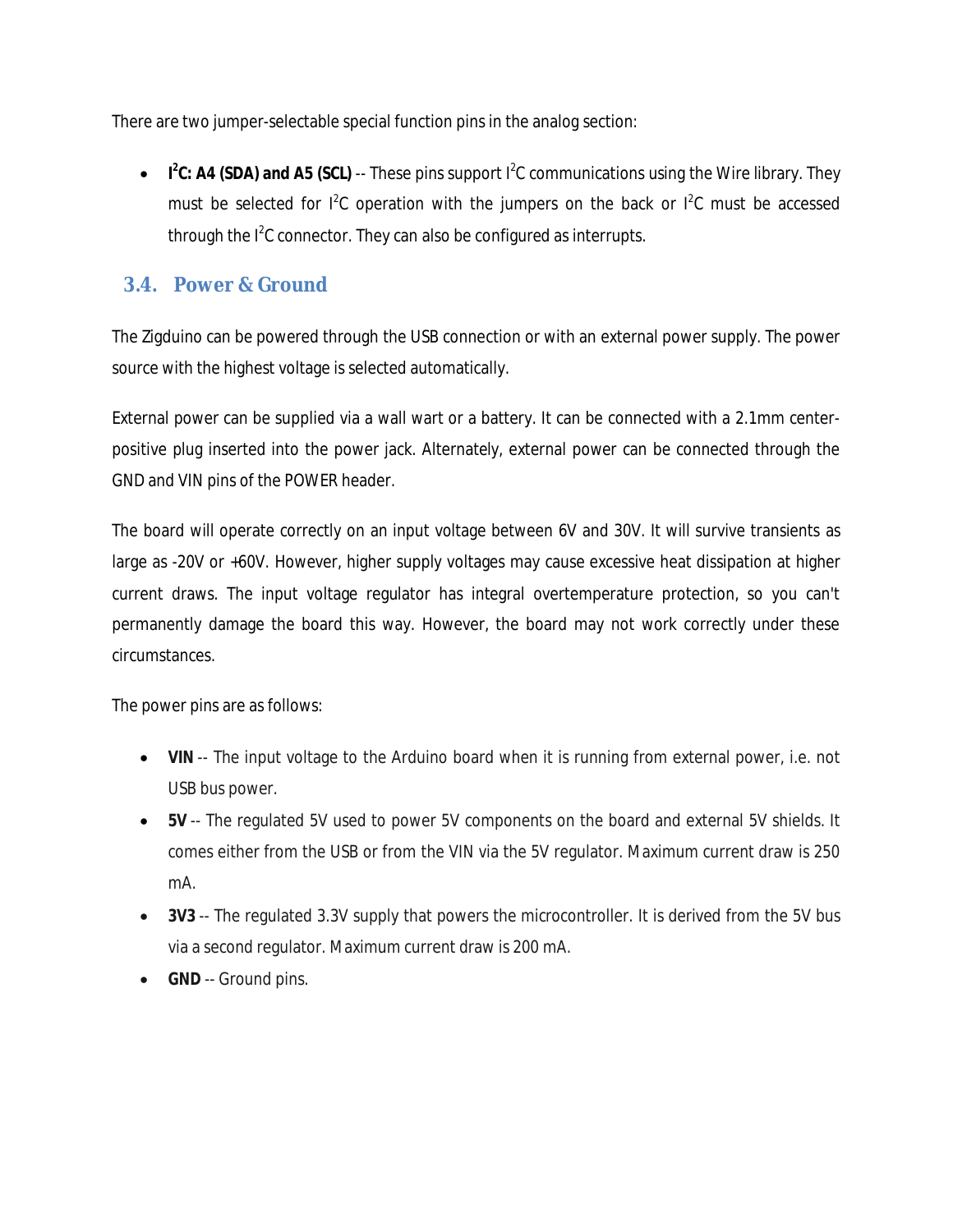There are two jumper-selectable special function pins in the analog section:

- **$I^2C$: A4 (SDA) and A5 (SCL)** -- These pins support $I^2C$ communications using the Wire library. They must be selected for $I^2C$ operation with the jumpers on the back or $I^2C$ must be accessed through the $I^2C$ connector. They can also be configured as interrupts.

## 3.4. Power & Ground

The Zigduino can be powered through the USB connection or with an external power supply. The power source with the highest voltage is selected automatically.

External power can be supplied via a wall wart or a battery. It can be connected with a 2.1mm center-positive plug inserted into the power jack. Alternately, external power can be connected through the GND and VIN pins of the POWER header.

The board will operate correctly on an input voltage between 6V and 30V. It will survive transients as large as -20V or +60V. However, higher supply voltages may cause excessive heat dissipation at higher current draws. The input voltage regulator has integral overtemperature protection, so you can't permanently damage the board this way. However, the board may not work correctly under these circumstances.

The power pins are as follows:

- **VIN** -- The input voltage to the Arduino board when it is running from external power, i.e. not USB bus power.
- **5V** -- The regulated 5V used to power 5V components on the board and external 5V shields. It comes either from the USB or from the VIN via the 5V regulator. Maximum current draw is 250 mA.
- **3V3** -- The regulated 3.3V supply that powers the microcontroller. It is derived from the 5V bus via a second regulator. Maximum current draw is 200 mA.
- **GND** -- Ground pins.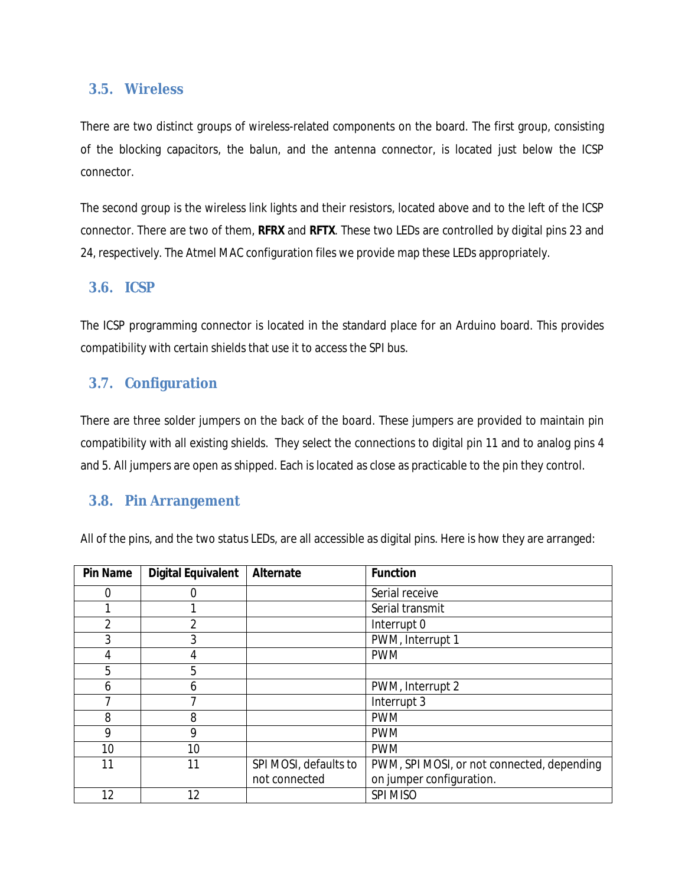### 3.5. Wireless

There are two distinct groups of wireless-related components on the board. The first group, consisting of the blocking capacitors, the balun, and the antenna connector, is located just below the ICSP connector.

The second group is the wireless link lights and their resistors, located above and to the left of the ICSP connector. There are two of them, **RFRX** and **RFTX**. These two LEDs are controlled by digital pins 23 and 24, respectively. The Atmel MAC configuration files we provide map these LEDs appropriately.

### 3.6. ICSP

The ICSP programming connector is located in the standard place for an Arduino board. This provides compatibility with certain shields that use it to access the SPI bus.

### 3.7. Configuration

There are three solder jumpers on the back of the board. These jumpers are provided to maintain pin compatibility with all existing shields. They select the connections to digital pin 11 and to analog pins 4 and 5. All jumpers are open as shipped. Each is located as close as practicable to the pin they control.

### 3.8. Pin Arrangement

All of the pins, and the two status LEDs, are all accessible as digital pins. Here is how they are arranged:

| Pin Name | Digital Equivalent | Alternate | Function |
|---|---|---|---|
| 0 | 0 | | Serial receive |
| 1 | 1 | | Serial transmit |
| 2 | 2 | | Interrupt 0 |
| 3 | 3 | | PWM, Interrupt 1 |
| 4 | 4 | | PWM |
| 5 | 5 | | |
| 6 | 6 | | PWM, Interrupt 2 |
| 7 | 7 | | Interrupt 3 |
| 8 | 8 | | PWM |
| 9 | 9 | | PWM |
| 10 | 10 | | PWM |
| 11 | 11 | SPI MOSI, defaults to not connected | PWM, SPI MOSI, or not connected, depending on jumper configuration. |
| 12 | 12 | | SPI MISO |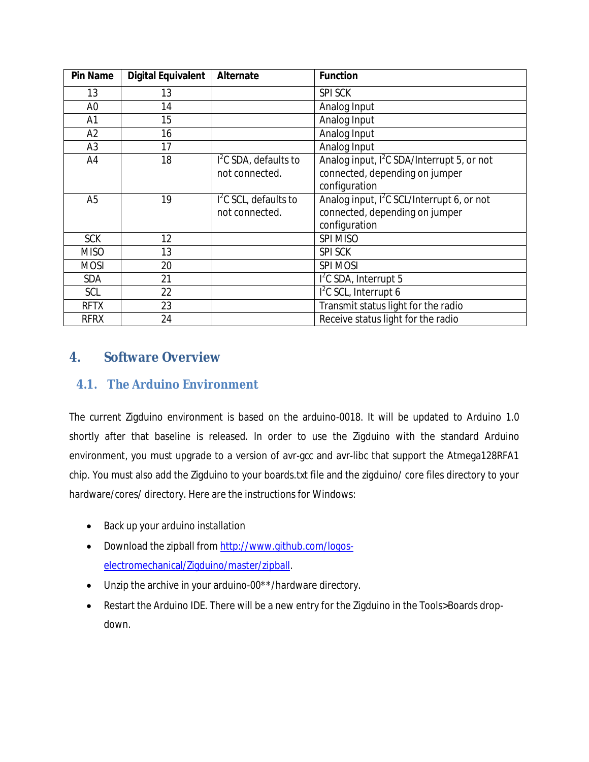| Pin Name | Digital Equivalent | Alternate | Function |
|---|---|---|---|
| 13 | 13 | | SPI SCK |
| A0 | 14 | | Analog Input |
| A1 | 15 | | Analog Input |
| A2 | 16 | | Analog Input |
| A3 | 17 | | Analog Input |
| A4 | 18 | $I^2C$ SDA, defaults to not connected. | Analog input, $I^2C$ SDA/Interrupt 5, or not connected, depending on jumper configuration |
| A5 | 19 | $I^2C$ SCL, defaults to not connected. | Analog input, $I^2C$ SCL/Interrupt 6, or not connected, depending on jumper configuration |
| SCK | 12 | | SPI MISO |
| MISO | 13 | | SPI SCK |
| MOSI | 20 | | SPI MOSI |
| SDA | 21 | | $I^2C$ SDA, Interrupt 5 |
| SCL | 22 | | $I^2C$ SCL, Interrupt 6 |
| RFTX | 23 | | Transmit status light for the radio |
| RFRX | 24 | | Receive status light for the radio |

# 4. Software Overview

## 4.1. The Arduino Environment

The current Zigduino environment is based on the arduino-0018. It will be updated to Arduino 1.0 shortly after that baseline is released. In order to use the Zigduino with the standard Arduino environment, you must upgrade to a version of avr-gcc and avr-libc that support the Atmega128RFA1 chip. You must also add the Zigduino to your boards.txt file and the zigduino/ core files directory to your hardware/cores/ directory. Here are the instructions for Windows:

- Back up your arduino installation
- Download the zipball from [http://www.github.com/logos-electromechanical/Zigduino/master/zipball](http://www.github.com/logos-electromechanical/Zigduino/master/zipball).
- Unzip the archive in your arduino-00**/hardware directory.
- Restart the Arduino IDE. There will be a new entry for the Zigduino in the Tools>Boards drop-down.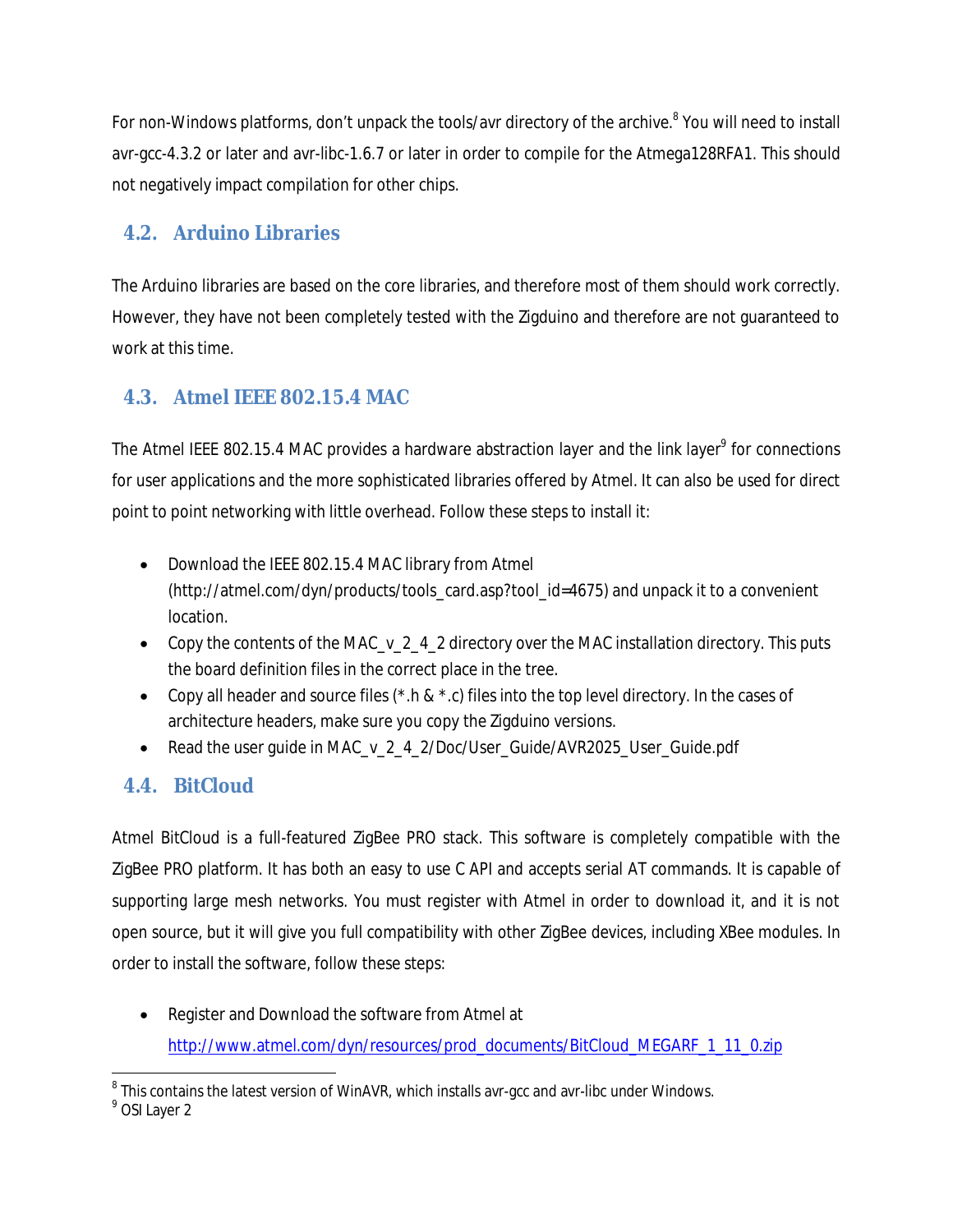For non-Windows platforms, don't unpack the tools/avr directory of the archive.[8] You will need to install avr-gcc-4.3.2 or later and avr-libc-1.6.7 or later in order to compile for the Atmega128RFA1. This should not negatively impact compilation for other chips.

## 4.2. Arduino Libraries

The Arduino libraries are based on the core libraries, and therefore most of them should work correctly. However, they have not been completely tested with the Zigduino and therefore are not guaranteed to work at this time.

## 4.3. Atmel IEEE 802.15.4 MAC

The Atmel IEEE 802.15.4 MAC provides a hardware abstraction layer and the link layer[9] for connections for user applications and the more sophisticated libraries offered by Atmel. It can also be used for direct point to point networking with little overhead. Follow these steps to install it:

- Download the IEEE 802.15.4 MAC library from Atmel (http://atmel.com/dyn/products/tools_card.asp?tool_id=4675) and unpack it to a convenient location.
- Copy the contents of the MAC_v_2_4_2 directory over the MAC installation directory. This puts the board definition files in the correct place in the tree.
- Copy all header and source files (*.h & *.c) files into the top level directory. In the cases of architecture headers, make sure you copy the Zigduino versions.
- Read the user guide in MAC_v_2_4_2/Doc/User_Guide/AVR2025_User_Guide.pdf

## 4.4. BitCloud

Atmel BitCloud is a full-featured ZigBee PRO stack. This software is completely compatible with the ZigBee PRO platform. It has both an easy to use C API and accepts serial AT commands. It is capable of supporting large mesh networks. You must register with Atmel in order to download it, and it is not open source, but it will give you full compatibility with other ZigBee devices, including XBee modules. In order to install the software, follow these steps:

- Register and Download the software from Atmel at http://www.atmel.com/dyn/resources/prod_documents/BitCloud_MEGARF_1_11_0.zip

---

[8] This contains the latest version of WinAVR, which installs avr-gcc and avr-libc under Windows.

[9] OSI Layer 2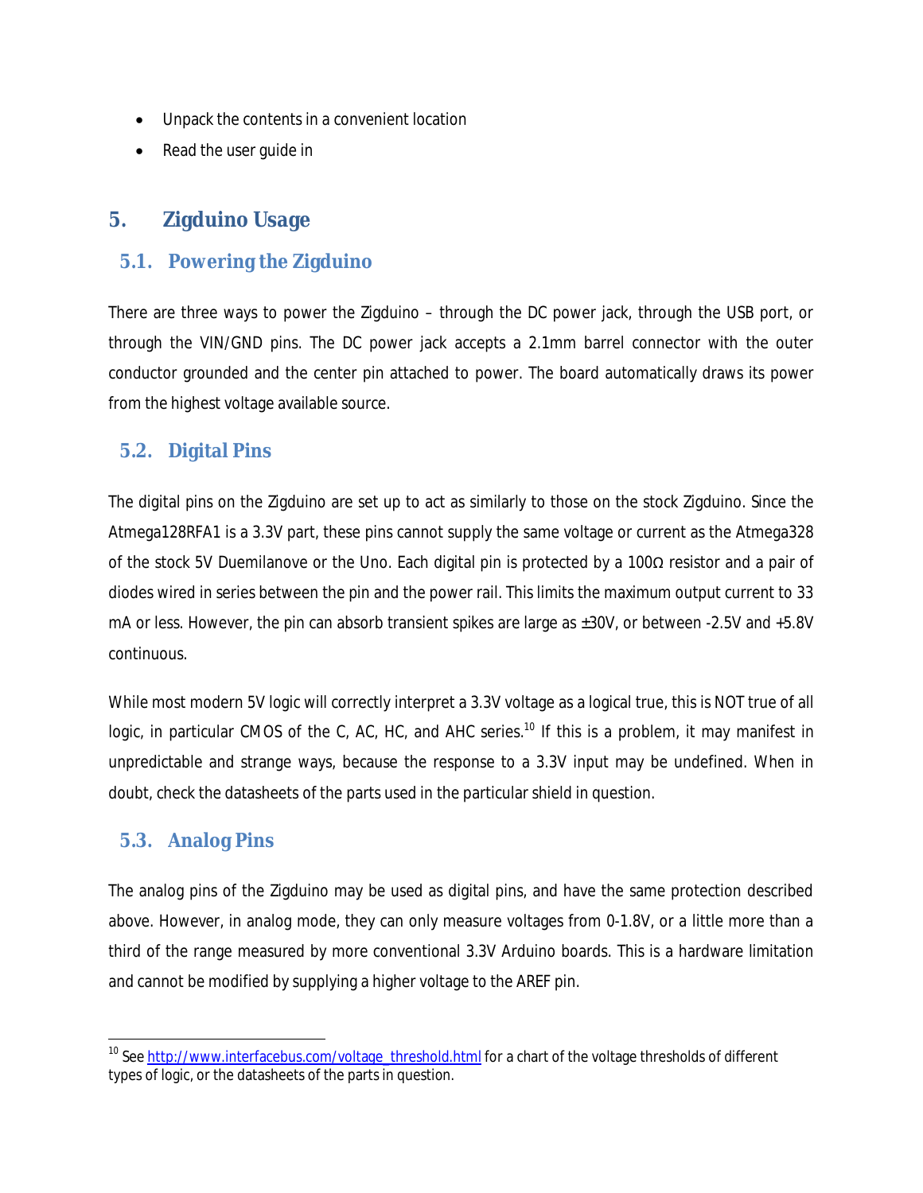- Unpack the contents in a convenient location
- Read the user guide in

# 5. Zigduino Usage

## 5.1. Powering the Zigduino

There are three ways to power the Zigduino – through the DC power jack, through the USB port, or through the VIN/GND pins. The DC power jack accepts a 2.1mm barrel connector with the outer conductor grounded and the center pin attached to power. The board automatically draws its power from the highest voltage available source.

## 5.2. Digital Pins

The digital pins on the Zigduino are set up to act as similarly to those on the stock Zigduino. Since the Atmega128RFA1 is a 3.3V part, these pins cannot supply the same voltage or current as the Atmega328 of the stock 5V Duemilanove or the Uno. Each digital pin is protected by a 100Ω resistor and a pair of diodes wired in series between the pin and the power rail. This limits the maximum output current to 33 mA or less. However, the pin can absorb transient spikes are large as ±30V, or between -2.5V and +5.8V continuous.

While most modern 5V logic will correctly interpret a 3.3V voltage as a logical true, this is NOT true of all logic, in particular CMOS of the C, AC, HC, and AHC series.[10] If this is a problem, it may manifest in unpredictable and strange ways, because the response to a 3.3V input may be undefined. When in doubt, check the datasheets of the parts used in the particular shield in question.

## 5.3. Analog Pins

The analog pins of the Zigduino may be used as digital pins, and have the same protection described above. However, in analog mode, they can only measure voltages from 0-1.8V, or a little more than a third of the range measured by more conventional 3.3V Arduino boards. This is a hardware limitation and cannot be modified by supplying a higher voltage to the AREF pin.

---

[10] See [http://www.interfacebus.com/voltage_threshold.html](http://www.interfacebus.com/voltage_threshold.html) for a chart of the voltage thresholds of different types of logic, or the datasheets of the parts in question.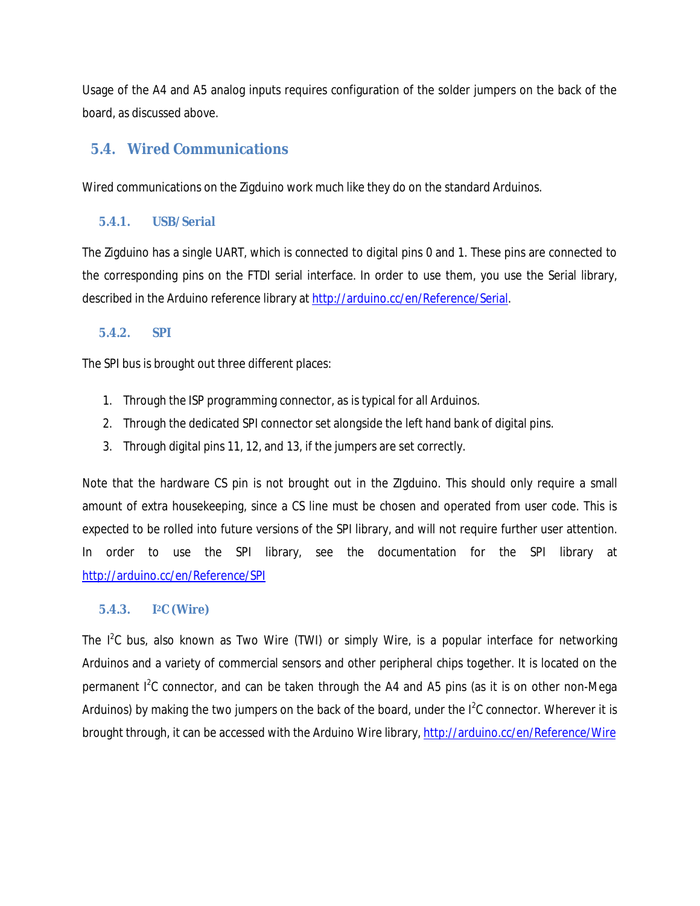Usage of the A4 and A5 analog inputs requires configuration of the solder jumpers on the back of the board, as discussed above.

## 5.4. Wired Communications

Wired communications on the Zigduino work much like they do on the standard Arduinos.

### 5.4.1. USB/Serial

The Zigduino has a single UART, which is connected to digital pins 0 and 1. These pins are connected to the corresponding pins on the FTDI serial interface. In order to use them, you use the Serial library, described in the Arduino reference library at http://arduino.cc/en/Reference/Serial.

### 5.4.2. SPI

The SPI bus is brought out three different places:

1. Through the ISP programming connector, as is typical for all Arduinos.
2. Through the dedicated SPI connector set alongside the left hand bank of digital pins.
3. Through digital pins 11, 12, and 13, if the jumpers are set correctly.

Note that the hardware CS pin is not brought out in the ZIgduino. This should only require a small amount of extra housekeeping, since a CS line must be chosen and operated from user code. This is expected to be rolled into future versions of the SPI library, and will not require further user attention. In order to use the SPI library, see the documentation for the SPI library at http://arduino.cc/en/Reference/SPI

### 5.4.3. I²C (Wire)

The I²C bus, also known as Two Wire (TWI) or simply Wire, is a popular interface for networking Arduinos and a variety of commercial sensors and other peripheral chips together. It is located on the permanent I²C connector, and can be taken through the A4 and A5 pins (as it is on other non-Mega Arduinos) by making the two jumpers on the back of the board, under the I²C connector. Wherever it is brought through, it can be accessed with the Arduino Wire library, http://arduino.cc/en/Reference/Wire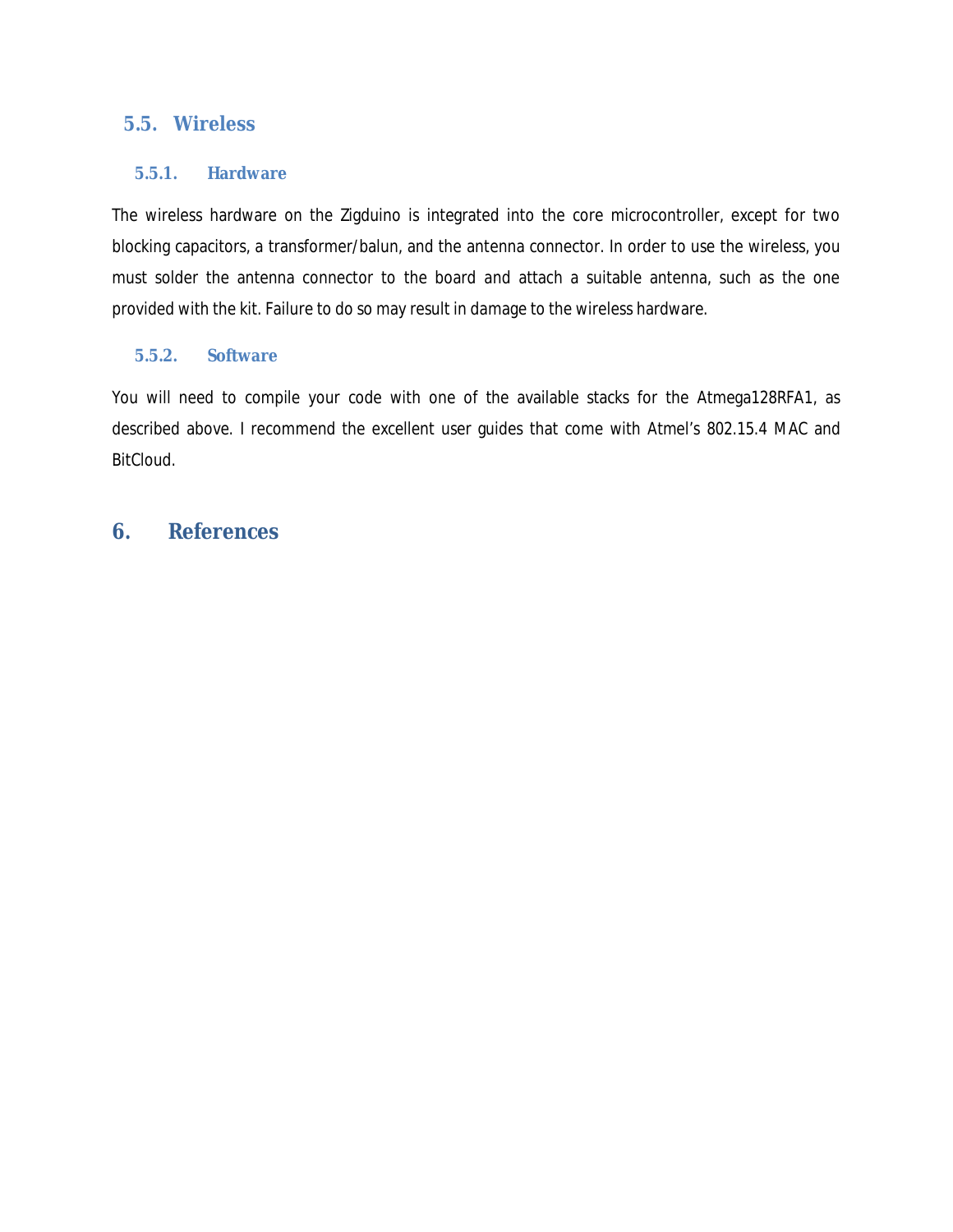## 5.5. Wireless

### 5.5.1. Hardware

The wireless hardware on the Zigduino is integrated into the core microcontroller, except for two blocking capacitors, a transformer/balun, and the antenna connector. In order to use the wireless, you must solder the antenna connector to the board and attach a suitable antenna, such as the one provided with the kit. Failure to do so may result in damage to the wireless hardware.

### 5.5.2. Software

You will need to compile your code with one of the available stacks for the Atmega128RFA1, as described above. I recommend the excellent user guides that come with Atmel's 802.15.4 MAC and BitCloud.

# 6. References